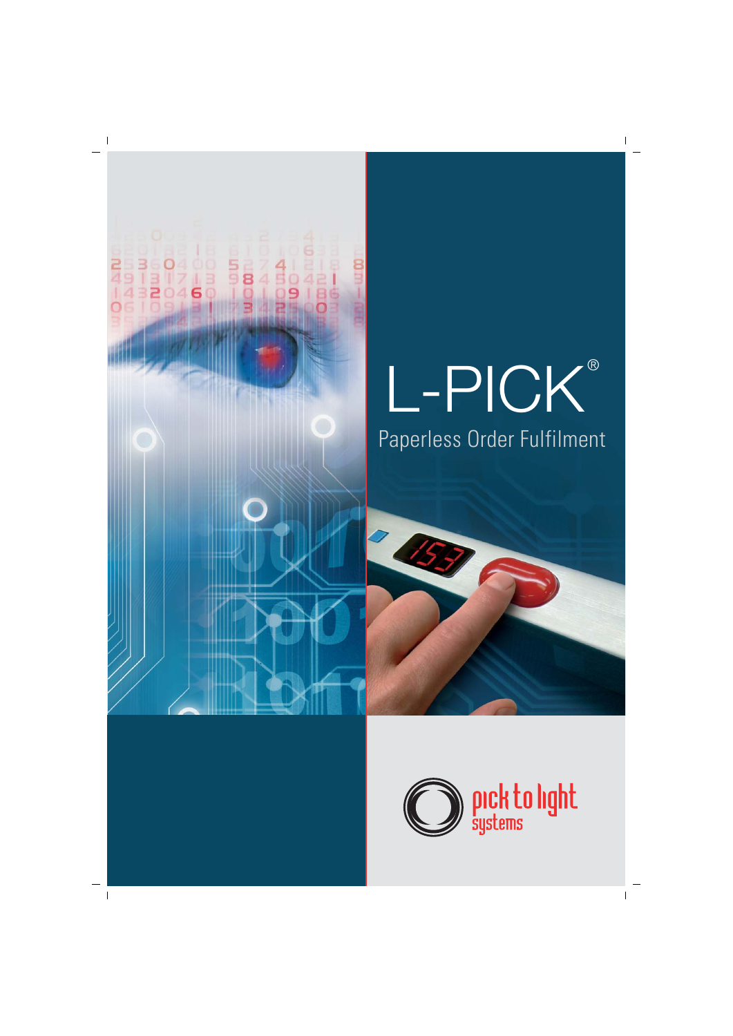# L-PICK®

Paperless Order Fulfilment

pick to light systems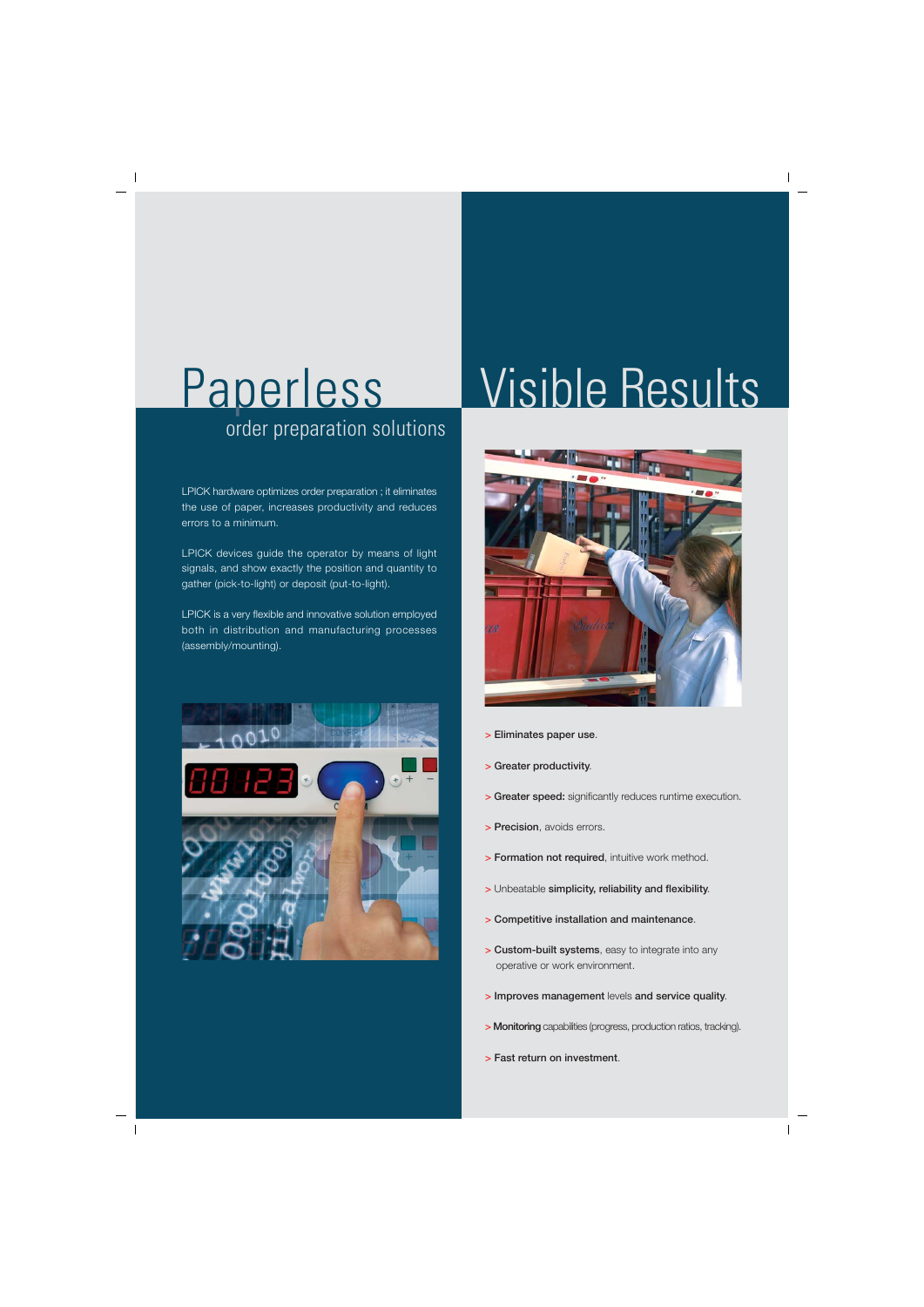# Paperless

## order preparation solutions

LPICK hardware optimizes order preparation ; it eliminates the use of paper, increases productivity and reduces errors to a minimum.

LPICK devices guide the operator by means of light signals, and show exactly the position and quantity to gather (pick-to-light) or deposit (put-to-light).

LPICK is a very flexible and innovative solution employed both in distribution and manufacturing processes (assembly/mounting).

# Visible Results

> **Eliminates paper use**.

> **Greater productivity**.

> **Greater speed:** significantly reduces runtime execution.

> **Precision**, avoids errors.

> **Formation not required**, intuitive work method.

> Unbeatable **simplicity, reliability and flexibility**.

> **Competitive installation and maintenance**.

> **Custom-built systems**, easy to integrate into any operative or work environment.

> **Improves management** levels **and service quality**.

> **Monitoring** capabilities (progress, production ratios, tracking).

> **Fast return on investment**.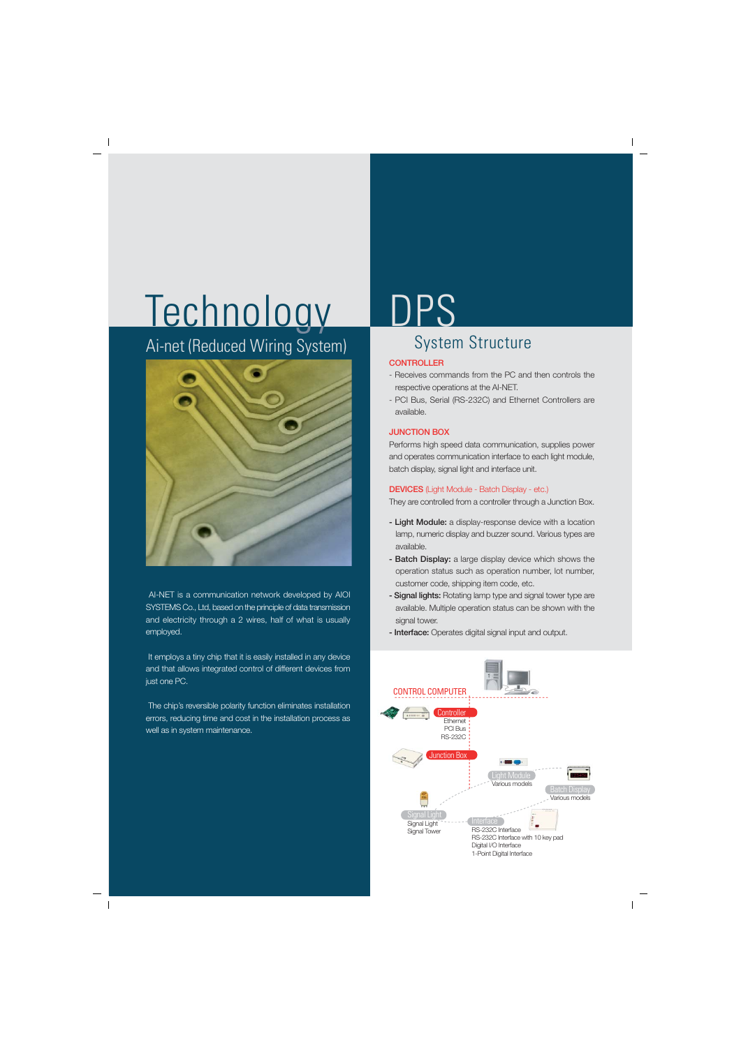# Technology

## Ai-net (Reduced Wiring System)

AI-NET is a communication network developed by AIOI SYSTEMS Co., Ltd, based on the principle of data transmission and electricity through a 2 wires, half of what is usually employed.

It employs a tiny chip that it is easily installed in any device and that allows integrated control of different devices from just one PC.

The chip's reversible polarity function eliminates installation errors, reducing time and cost in the installation process as well as in system maintenance.

# DPS

## System Structure

**CONTROLLER**

- Receives commands from the PC and then controls the respective operations at the AI-NET.
- PCI Bus, Serial (RS-232C) and Ethernet Controllers are available.

**JUNCTION BOX**

Performs high speed data communication, supplies power and operates communication interface to each light module, batch display, signal light and interface unit.

**DEVICES** (Light Module - Batch Display - etc.)

They are controlled from a controller through a Junction Box.

- **Light Module:** a display-response device with a location lamp, numeric display and buzzer sound. Various types are available.
- **Batch Display:** a large display device which shows the operation status such as operation number, lot number, customer code, shipping item code, etc.
- **Signal lights:** Rotating lamp type and signal tower type are available. Multiple operation status can be shown with the signal tower.
- **Interface:** Operates digital signal input and output.

CONTROL COMPUTER

Controller
Ethernet
PCI Bus
RS-232C

Junction Box

Light Module
Various models

Batch Display
Various models

Signal Light
Signal Light
Signal Tower

Interface
RS-232C Interface
RS-232C Interface with 10 key pad
Digital I/O Interface
1-Point Digital Interface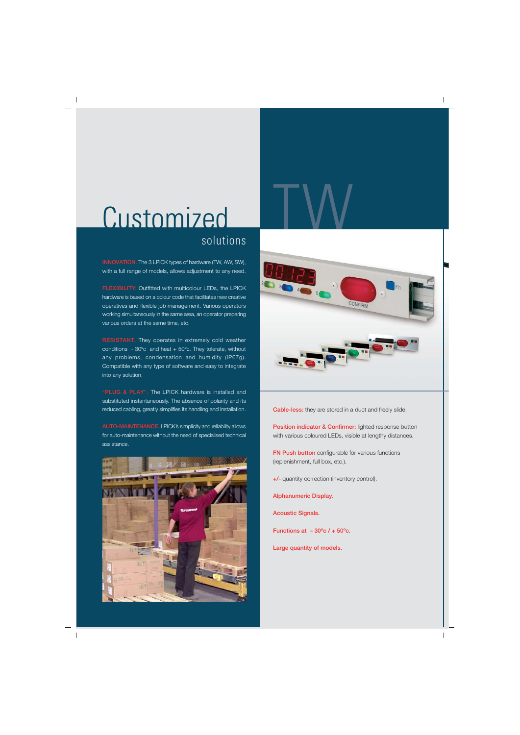# Customized solutions

**INNOVATION.** The 3 LPICK types of hardware (TW, AW, SW), with a full range of models, allows adjustment to any need.

**FLEXIBILITY.** Outfitted with multicolour LEDs, the LPICK hardware is based on a colour code that facilitates new creative operatives and flexible job management. Various operators working simultaneously in the same area, an operator preparing various orders at the same time, etc.

**RESISTANT.** They operates in extremely cold weather conditions - 30ºc and heat + 50ºc. They tolerate, without any problems, condensation and humidity (IP67g). Compatible with any type of software and easy to integrate into any solution.

**"PLUG & PLAY".** The LPICK hardware is installed and substituted instantaneously. The absence of polarity and its reduced cabling, greatly simplifies its handling and installation.

**AUTO-MAINTENANCE.** LPICK's simplicity and reliability allows for auto-maintenance without the need of specialised technical assistance.

# TW

**Cable-less:** they are stored in a duct and freely slide.

**Position indicator & Confirmer:** lighted response button with various coloured LEDs, visible at lengthy distances.

**FN Push button** configurable for various functions (replenishment, full box, etc.).

**+/-** quantity correction (inventory control).

**Alphanumeric Display.**

**Acoustic Signals.**

**Functions at – 30ºc / + 50ºc.**

**Large quantity of models.**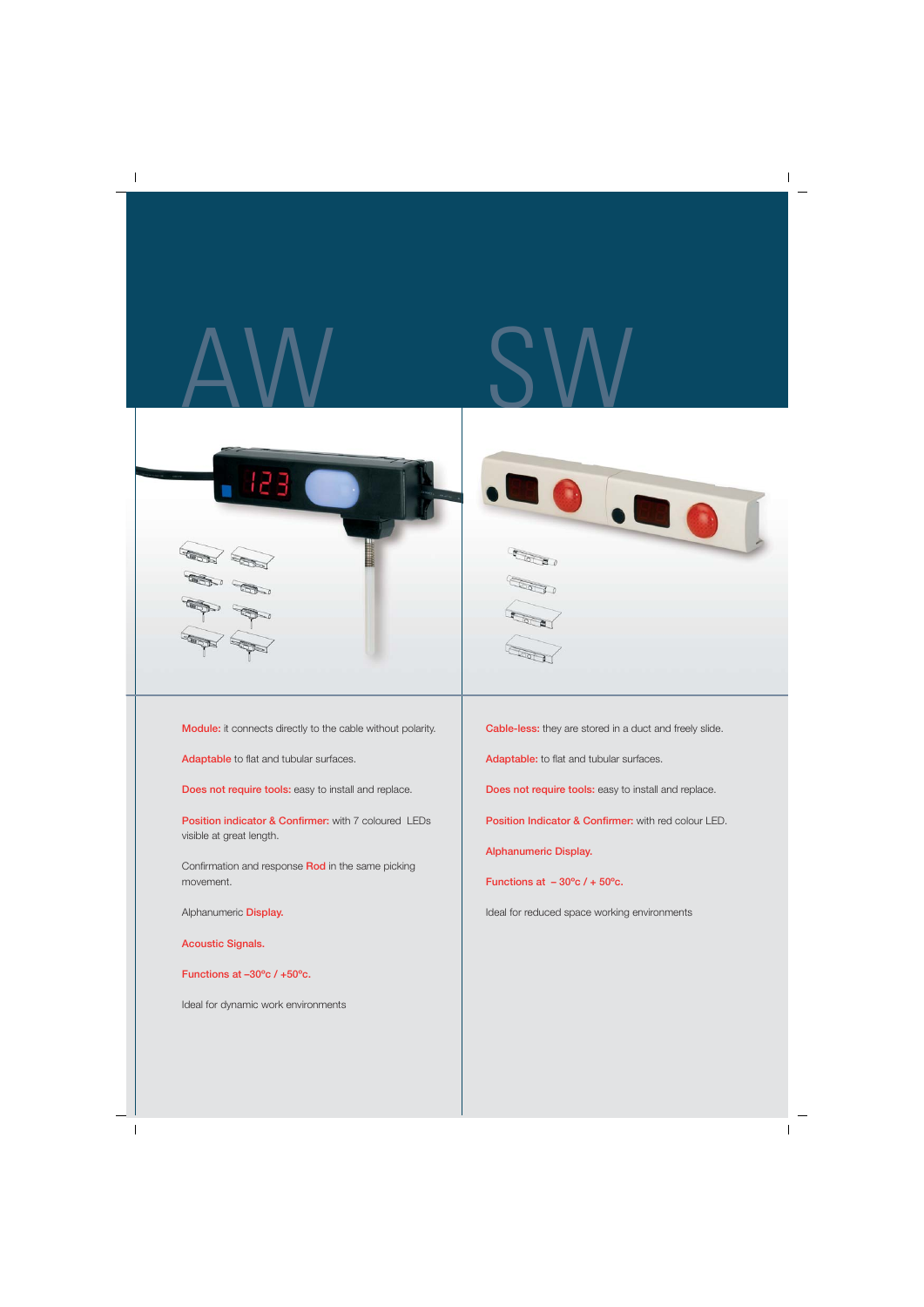# AW

**Module:** it connects directly to the cable without polarity.

**Adaptable** to flat and tubular surfaces.

**Does not require tools:** easy to install and replace.

**Position indicator & Confirmer:** with 7 coloured LEDs visible at great length.

Confirmation and response **Rod** in the same picking movement.

Alphanumeric **Display.**

**Acoustic Signals.**

**Functions at –30ºc / +50ºc.**

Ideal for dynamic work environments

# SW

**Cable-less:** they are stored in a duct and freely slide.

**Adaptable:** to flat and tubular surfaces.

**Does not require tools:** easy to install and replace.

**Position Indicator & Confirmer:** with red colour LED.

**Alphanumeric Display.**

**Functions at – 30ºc / + 50ºc.**

Ideal for reduced space working environments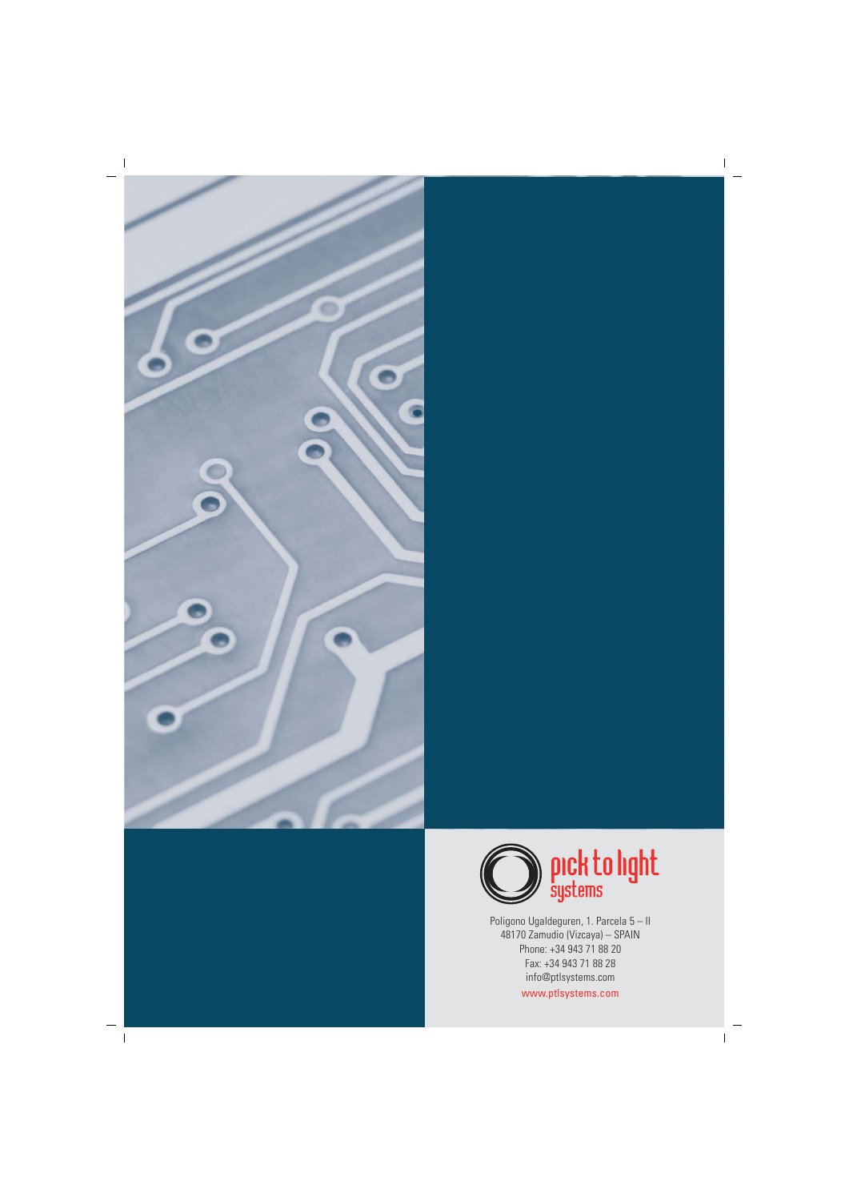pick to light systems

Polígono Ugaldeguren, 1. Parcela 5 – II
48170 Zamudio (Vizcaya) – SPAIN
Phone: +34 943 71 88 20
Fax: +34 943 71 88 28
info@ptlsystems.com
www.ptlsystems.com